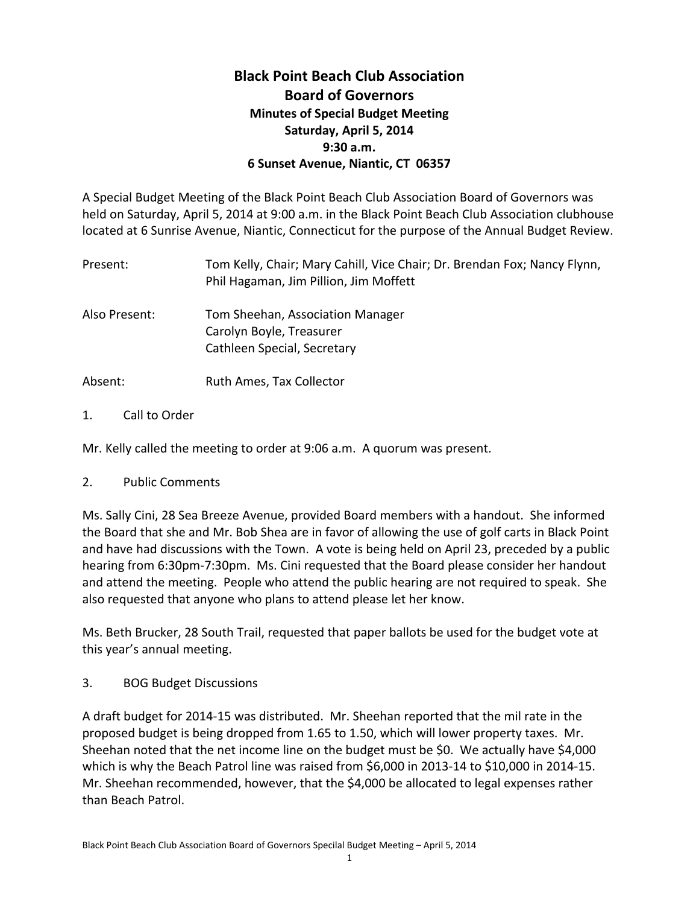# Black Point Beach Club Association
# Board of Governors
### Minutes of Special Budget Meeting
### Saturday, April 5, 2014
### 9:30 a.m.
### 6 Sunset Avenue, Niantic, CT 06357

A Special Budget Meeting of the Black Point Beach Club Association Board of Governors was held on Saturday, April 5, 2014 at 9:00 a.m. in the Black Point Beach Club Association clubhouse located at 6 Sunrise Avenue, Niantic, Connecticut for the purpose of the Annual Budget Review.

| | |
|---|---|
| Present: | Tom Kelly, Chair; Mary Cahill, Vice Chair; Dr. Brendan Fox; Nancy Flynn, Phil Hagaman, Jim Pillion, Jim Moffett |
| Also Present: | Tom Sheehan, Association Manager<br>Carolyn Boyle, Treasurer<br>Cathleen Special, Secretary |
| Absent: | Ruth Ames, Tax Collector |

1. Call to Order

Mr. Kelly called the meeting to order at 9:06 a.m. A quorum was present.

2. Public Comments

Ms. Sally Cini, 28 Sea Breeze Avenue, provided Board members with a handout. She informed the Board that she and Mr. Bob Shea are in favor of allowing the use of golf carts in Black Point and have had discussions with the Town. A vote is being held on April 23, preceded by a public hearing from 6:30pm-7:30pm. Ms. Cini requested that the Board please consider her handout and attend the meeting. People who attend the public hearing are not required to speak. She also requested that anyone who plans to attend please let her know.

Ms. Beth Brucker, 28 South Trail, requested that paper ballots be used for the budget vote at this year's annual meeting.

3. BOG Budget Discussions

A draft budget for 2014-15 was distributed. Mr. Sheehan reported that the mil rate in the proposed budget is being dropped from 1.65 to 1.50, which will lower property taxes. Mr. Sheehan noted that the net income line on the budget must be $0. We actually have $4,000 which is why the Beach Patrol line was raised from $6,000 in 2013-14 to $10,000 in 2014-15. Mr. Sheehan recommended, however, that the $4,000 be allocated to legal expenses rather than Beach Patrol.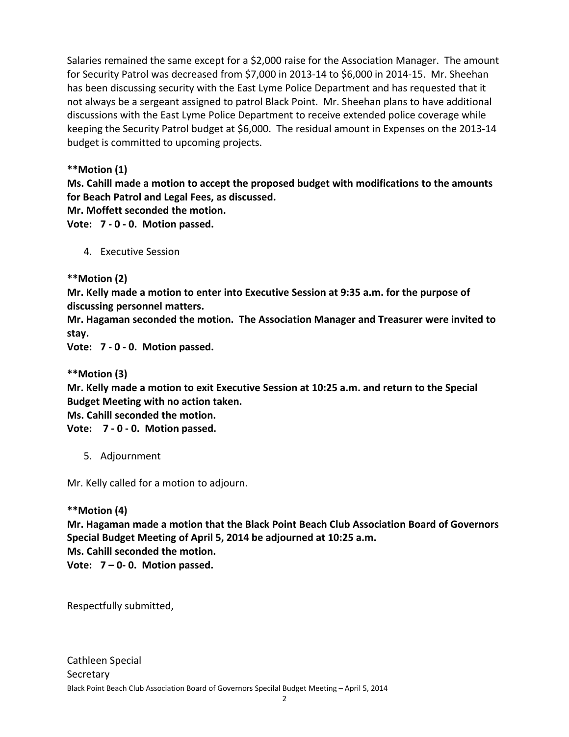Salaries remained the same except for a $2,000 raise for the Association Manager. The amount for Security Patrol was decreased from $7,000 in 2013-14 to $6,000 in 2014-15. Mr. Sheehan has been discussing security with the East Lyme Police Department and has requested that it not always be a sergeant assigned to patrol Black Point. Mr. Sheehan plans to have additional discussions with the East Lyme Police Department to receive extended police coverage while keeping the Security Patrol budget at $6,000. The residual amount in Expenses on the 2013-14 budget is committed to upcoming projects.

**Motion (1)**
**Ms. Cahill made a motion to accept the proposed budget with modifications to the amounts for Beach Patrol and Legal Fees, as discussed.**
**Mr. Moffett seconded the motion.**
**Vote: 7 - 0 - 0. Motion passed.**

4. Executive Session

**Motion (2)**
**Mr. Kelly made a motion to enter into Executive Session at 9:35 a.m. for the purpose of discussing personnel matters.**
**Mr. Hagaman seconded the motion. The Association Manager and Treasurer were invited to stay.**
**Vote: 7 - 0 - 0. Motion passed.**

**Motion (3)**
**Mr. Kelly made a motion to exit Executive Session at 10:25 a.m. and return to the Special Budget Meeting with no action taken.**
**Ms. Cahill seconded the motion.**
**Vote: 7 - 0 - 0. Motion passed.**

5. Adjournment

Mr. Kelly called for a motion to adjourn.

**Motion (4)**
**Mr. Hagaman made a motion that the Black Point Beach Club Association Board of Governors Special Budget Meeting of April 5, 2014 be adjourned at 10:25 a.m.**
**Ms. Cahill seconded the motion.**
**Vote: 7 – 0- 0. Motion passed.**

Respectfully submitted,

Cathleen Special
Secretary